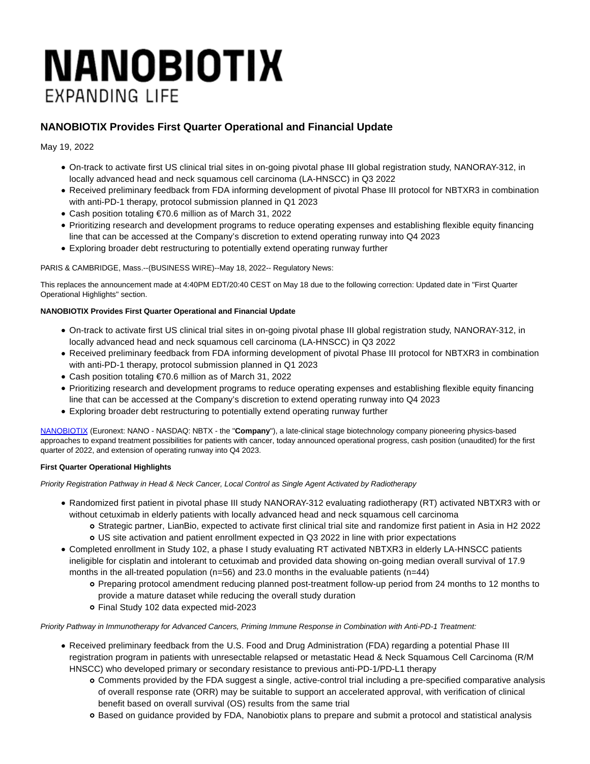# NANOBIOTIX

EXPANDING LIFE

## NANOBIOTIX Provides First Quarter Operational and Financial Update

May 19, 2022

- On-track to activate first US clinical trial sites in on-going pivotal phase III global registration study, NANORAY-312, in locally advanced head and neck squamous cell carcinoma (LA-HNSCC) in Q3 2022
- Received preliminary feedback from FDA informing development of pivotal Phase III protocol for NBTXR3 in combination with anti-PD-1 therapy, protocol submission planned in Q1 2023
- Cash position totaling €70.6 million as of March 31, 2022
- Prioritizing research and development programs to reduce operating expenses and establishing flexible equity financing line that can be accessed at the Company's discretion to extend operating runway into Q4 2023
- Exploring broader debt restructuring to potentially extend operating runway further

PARIS & CAMBRIDGE, Mass.--(BUSINESS WIRE)--May 18, 2022-- Regulatory News:

This replaces the announcement made at 4:40PM EDT/20:40 CEST on May 18 due to the following correction: Updated date in "First Quarter Operational Highlights" section.

**NANOBIOTIX Provides First Quarter Operational and Financial Update**

- On-track to activate first US clinical trial sites in on-going pivotal phase III global registration study, NANORAY-312, in locally advanced head and neck squamous cell carcinoma (LA-HNSCC) in Q3 2022
- Received preliminary feedback from FDA informing development of pivotal Phase III protocol for NBTXR3 in combination with anti-PD-1 therapy, protocol submission planned in Q1 2023
- Cash position totaling €70.6 million as of March 31, 2022
- Prioritizing research and development programs to reduce operating expenses and establishing flexible equity financing line that can be accessed at the Company's discretion to extend operating runway into Q4 2023
- Exploring broader debt restructuring to potentially extend operating runway further

NANOBIOTIX (Euronext: NANO - NASDAQ: NBTX - the "**Company**"), a late-clinical stage biotechnology company pioneering physics-based approaches to expand treatment possibilities for patients with cancer, today announced operational progress, cash position (unaudited) for the first quarter of 2022, and extension of operating runway into Q4 2023.

**First Quarter Operational Highlights**

*Priority Registration Pathway in Head & Neck Cancer, Local Control as Single Agent Activated by Radiotherapy*

- Randomized first patient in pivotal phase III study NANORAY-312 evaluating radiotherapy (RT) activated NBTXR3 with or without cetuximab in elderly patients with locally advanced head and neck squamous cell carcinoma
  - Strategic partner, LianBio, expected to activate first clinical trial site and randomize first patient in Asia in H2 2022
  - US site activation and patient enrollment expected in Q3 2022 in line with prior expectations
- Completed enrollment in Study 102, a phase I study evaluating RT activated NBTXR3 in elderly LA-HNSCC patients ineligible for cisplatin and intolerant to cetuximab and provided data showing on-going median overall survival of 17.9 months in the all-treated population (n=56) and 23.0 months in the evaluable patients (n=44)
  - Preparing protocol amendment reducing planned post-treatment follow-up period from 24 months to 12 months to provide a mature dataset while reducing the overall study duration
  - Final Study 102 data expected mid-2023

*Priority Pathway in Immunotherapy for Advanced Cancers, Priming Immune Response in Combination with Anti-PD-1 Treatment:*

- Received preliminary feedback from the U.S. Food and Drug Administration (FDA) regarding a potential Phase III registration program in patients with unresectable relapsed or metastatic Head & Neck Squamous Cell Carcinoma (R/M HNSCC) who developed primary or secondary resistance to previous anti-PD-1/PD-L1 therapy
  - Comments provided by the FDA suggest a single, active-control trial including a pre-specified comparative analysis of overall response rate (ORR) may be suitable to support an accelerated approval, with verification of clinical benefit based on overall survival (OS) results from the same trial
  - Based on guidance provided by FDA, Nanobiotix plans to prepare and submit a protocol and statistical analysis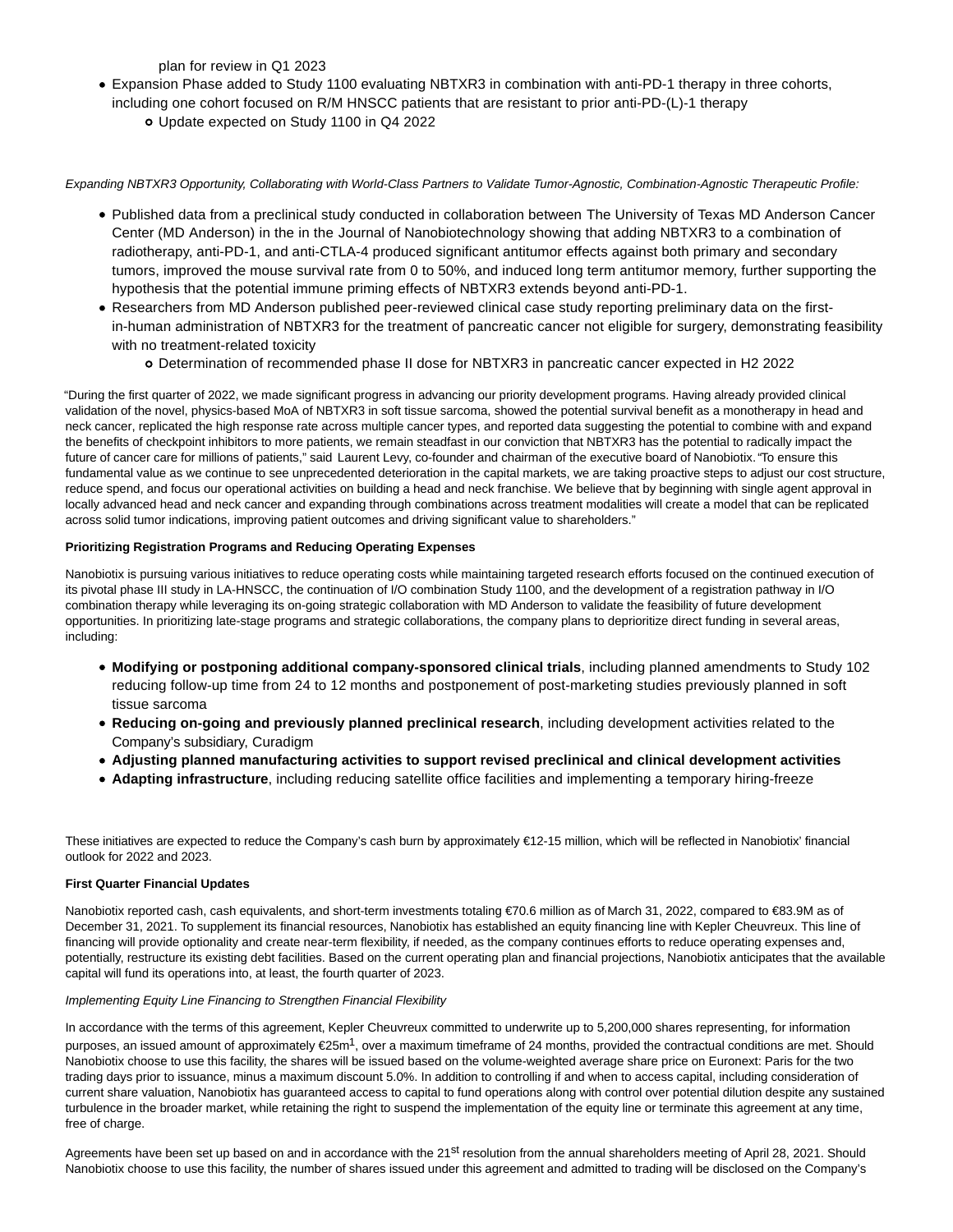- plan for review in Q1 2023
- Expansion Phase added to Study 1100 evaluating NBTXR3 in combination with anti-PD-1 therapy in three cohorts, including one cohort focused on R/M HNSCC patients that are resistant to prior anti-PD-(L)-1 therapy
    - Update expected on Study 1100 in Q4 2022

*Expanding NBTXR3 Opportunity, Collaborating with World-Class Partners to Validate Tumor-Agnostic, Combination-Agnostic Therapeutic Profile:*

- Published data from a preclinical study conducted in collaboration between The University of Texas MD Anderson Cancer Center (MD Anderson) in the in the Journal of Nanobiotechnology showing that adding NBTXR3 to a combination of radiotherapy, anti-PD-1, and anti-CTLA-4 produced significant antitumor effects against both primary and secondary tumors, improved the mouse survival rate from 0 to 50%, and induced long term antitumor memory, further supporting the hypothesis that the potential immune priming effects of NBTXR3 extends beyond anti-PD-1.
- Researchers from MD Anderson published peer-reviewed clinical case study reporting preliminary data on the first-in-human administration of NBTXR3 for the treatment of pancreatic cancer not eligible for surgery, demonstrating feasibility with no treatment-related toxicity
    - Determination of recommended phase II dose for NBTXR3 in pancreatic cancer expected in H2 2022

"During the first quarter of 2022, we made significant progress in advancing our priority development programs. Having already provided clinical validation of the novel, physics-based MoA of NBTXR3 in soft tissue sarcoma, showed the potential survival benefit as a monotherapy in head and neck cancer, replicated the high response rate across multiple cancer types, and reported data suggesting the potential to combine with and expand the benefits of checkpoint inhibitors to more patients, we remain steadfast in our conviction that NBTXR3 has the potential to radically impact the future of cancer care for millions of patients," said Laurent Levy, co-founder and chairman of the executive board of Nanobiotix. "To ensure this fundamental value as we continue to see unprecedented deterioration in the capital markets, we are taking proactive steps to adjust our cost structure, reduce spend, and focus our operational activities on building a head and neck franchise. We believe that by beginning with single agent approval in locally advanced head and neck cancer and expanding through combinations across treatment modalities will create a model that can be replicated across solid tumor indications, improving patient outcomes and driving significant value to shareholders."

**Prioritizing Registration Programs and Reducing Operating Expenses**

Nanobiotix is pursuing various initiatives to reduce operating costs while maintaining targeted research efforts focused on the continued execution of its pivotal phase III study in LA-HNSCC, the continuation of I/O combination Study 1100, and the development of a registration pathway in I/O combination therapy while leveraging its on-going strategic collaboration with MD Anderson to validate the feasibility of future development opportunities. In prioritizing late-stage programs and strategic collaborations, the company plans to deprioritize direct funding in several areas, including:

- **Modifying or postponing additional company-sponsored clinical trials**, including planned amendments to Study 102 reducing follow-up time from 24 to 12 months and postponement of post-marketing studies previously planned in soft tissue sarcoma
- **Reducing on-going and previously planned preclinical research**, including development activities related to the Company's subsidiary, Curadigm
- **Adjusting planned manufacturing activities to support revised preclinical and clinical development activities**
- **Adapting infrastructure**, including reducing satellite office facilities and implementing a temporary hiring-freeze

These initiatives are expected to reduce the Company's cash burn by approximately €12-15 million, which will be reflected in Nanobiotix' financial outlook for 2022 and 2023.

**First Quarter Financial Updates**

Nanobiotix reported cash, cash equivalents, and short-term investments totaling €70.6 million as of March 31, 2022, compared to €83.9M as of December 31, 2021. To supplement its financial resources, Nanobiotix has established an equity financing line with Kepler Cheuvreux. This line of financing will provide optionality and create near-term flexibility, if needed, as the company continues efforts to reduce operating expenses and, potentially, restructure its existing debt facilities. Based on the current operating plan and financial projections, Nanobiotix anticipates that the available capital will fund its operations into, at least, the fourth quarter of 2023.

*Implementing Equity Line Financing to Strengthen Financial Flexibility*

In accordance with the terms of this agreement, Kepler Cheuvreux committed to underwrite up to 5,200,000 shares representing, for information purposes, an issued amount of approximately €25m[1], over a maximum timeframe of 24 months, provided the contractual conditions are met. Should Nanobiotix choose to use this facility, the shares will be issued based on the volume-weighted average share price on Euronext: Paris for the two trading days prior to issuance, minus a maximum discount 5.0%. In addition to controlling if and when to access capital, including consideration of current share valuation, Nanobiotix has guaranteed access to capital to fund operations along with control over potential dilution despite any sustained turbulence in the broader market, while retaining the right to suspend the implementation of the equity line or terminate this agreement at any time, free of charge.

Agreements have been set up based on and in accordance with the 21st resolution from the annual shareholders meeting of April 28, 2021. Should Nanobiotix choose to use this facility, the number of shares issued under this agreement and admitted to trading will be disclosed on the Company's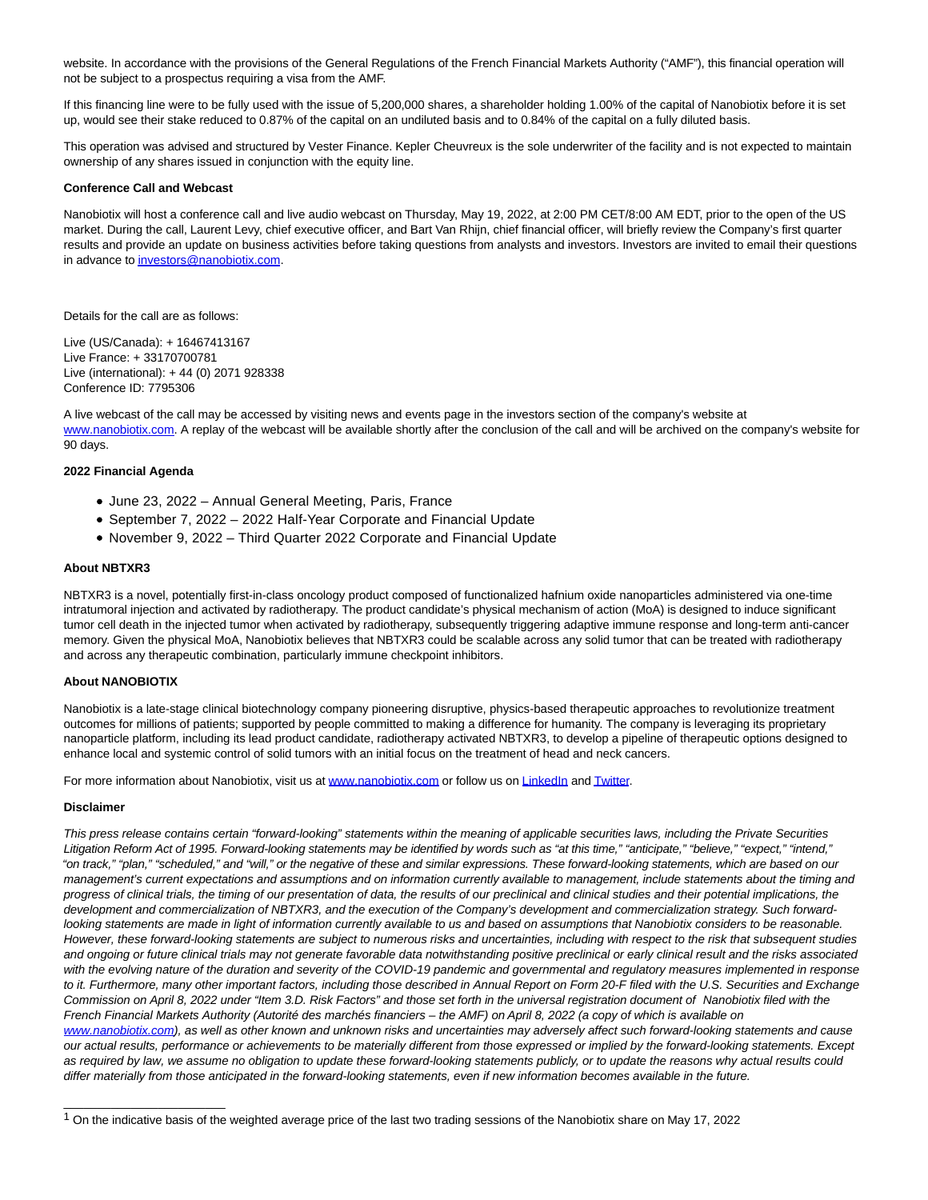website. In accordance with the provisions of the General Regulations of the French Financial Markets Authority ("AMF"), this financial operation will not be subject to a prospectus requiring a visa from the AMF.

If this financing line were to be fully used with the issue of 5,200,000 shares, a shareholder holding 1.00% of the capital of Nanobiotix before it is set up, would see their stake reduced to 0.87% of the capital on an undiluted basis and to 0.84% of the capital on a fully diluted basis.

This operation was advised and structured by Vester Finance. Kepler Cheuvreux is the sole underwriter of the facility and is not expected to maintain ownership of any shares issued in conjunction with the equity line.

**Conference Call and Webcast**

Nanobiotix will host a conference call and live audio webcast on Thursday, May 19, 2022, at 2:00 PM CET/8:00 AM EDT, prior to the open of the US market. During the call, Laurent Levy, chief executive officer, and Bart Van Rhijn, chief financial officer, will briefly review the Company's first quarter results and provide an update on business activities before taking questions from analysts and investors. Investors are invited to email their questions in advance to investors@nanobiotix.com.

Details for the call are as follows:

Live (US/Canada): + 16467413167
Live France: + 33170700781
Live (international): + 44 (0) 2071 928338
Conference ID: 7795306

A live webcast of the call may be accessed by visiting news and events page in the investors section of the company's website at www.nanobiotix.com. A replay of the webcast will be available shortly after the conclusion of the call and will be archived on the company's website for 90 days.

**2022 Financial Agenda**

- June 23, 2022 – Annual General Meeting, Paris, France
- September 7, 2022 – 2022 Half-Year Corporate and Financial Update
- November 9, 2022 – Third Quarter 2022 Corporate and Financial Update

**About NBTXR3**

NBTXR3 is a novel, potentially first-in-class oncology product composed of functionalized hafnium oxide nanoparticles administered via one-time intratumoral injection and activated by radiotherapy. The product candidate's physical mechanism of action (MoA) is designed to induce significant tumor cell death in the injected tumor when activated by radiotherapy, subsequently triggering adaptive immune response and long-term anti-cancer memory. Given the physical MoA, Nanobiotix believes that NBTXR3 could be scalable across any solid tumor that can be treated with radiotherapy and across any therapeutic combination, particularly immune checkpoint inhibitors.

**About NANOBIOTIX**

Nanobiotix is a late-stage clinical biotechnology company pioneering disruptive, physics-based therapeutic approaches to revolutionize treatment outcomes for millions of patients; supported by people committed to making a difference for humanity. The company is leveraging its proprietary nanoparticle platform, including its lead product candidate, radiotherapy activated NBTXR3, to develop a pipeline of therapeutic options designed to enhance local and systemic control of solid tumors with an initial focus on the treatment of head and neck cancers.

For more information about Nanobiotix, visit us at www.nanobiotix.com or follow us on LinkedIn and Twitter.

**Disclaimer**

*This press release contains certain "forward-looking" statements within the meaning of applicable securities laws, including the Private Securities Litigation Reform Act of 1995. Forward-looking statements may be identified by words such as "at this time," "anticipate," "believe," "expect," "intend," "on track," "plan," "scheduled," and "will," or the negative of these and similar expressions. These forward-looking statements, which are based on our management's current expectations and assumptions and on information currently available to management, include statements about the timing and progress of clinical trials, the timing of our presentation of data, the results of our preclinical and clinical studies and their potential implications, the development and commercialization of NBTXR3, and the execution of the Company's development and commercialization strategy. Such forward-looking statements are made in light of information currently available to us and based on assumptions that Nanobiotix considers to be reasonable. However, these forward-looking statements are subject to numerous risks and uncertainties, including with respect to the risk that subsequent studies and ongoing or future clinical trials may not generate favorable data notwithstanding positive preclinical or early clinical result and the risks associated with the evolving nature of the duration and severity of the COVID-19 pandemic and governmental and regulatory measures implemented in response to it. Furthermore, many other important factors, including those described in Annual Report on Form 20-F filed with the U.S. Securities and Exchange Commission on April 8, 2022 under "Item 3.D. Risk Factors" and those set forth in the universal registration document of Nanobiotix filed with the French Financial Markets Authority (Autorité des marchés financiers – the AMF) on April 8, 2022 (a copy of which is available on www.nanobiotix.com), as well as other known and unknown risks and uncertainties may adversely affect such forward-looking statements and cause our actual results, performance or achievements to be materially different from those expressed or implied by the forward-looking statements. Except as required by law, we assume no obligation to update these forward-looking statements publicly, or to update the reasons why actual results could differ materially from those anticipated in the forward-looking statements, even if new information becomes available in the future.*

[1] On the indicative basis of the weighted average price of the last two trading sessions of the Nanobiotix share on May 17, 2022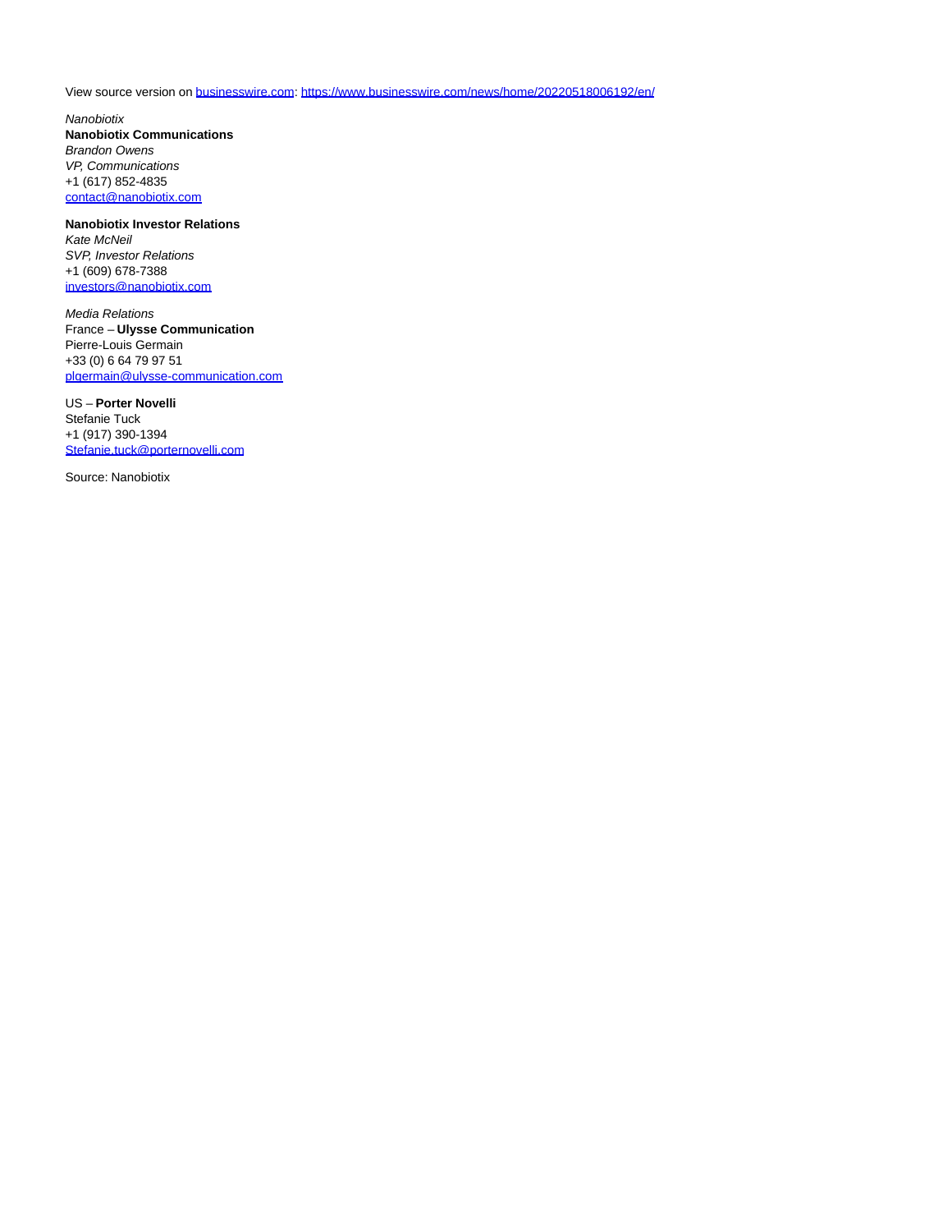View source version on businesswire.com: https://www.businesswire.com/news/home/20220518006192/en/

*Nanobiotix*
**Nanobiotix Communications**
*Brandon Owens*
*VP, Communications*
+1 (617) 852-4835
contact@nanobiotix.com

**Nanobiotix Investor Relations**
*Kate McNeil*
*SVP, Investor Relations*
+1 (609) 678-7388
investors@nanobiotix.com

*Media Relations*
France – **Ulysse Communication**
Pierre-Louis Germain
+33 (0) 6 64 79 97 51
plgermain@ulysse-communication.com

US – **Porter Novelli**
Stefanie Tuck
+1 (917) 390-1394
Stefanie.tuck@porternovelli.com

Source: Nanobiotix